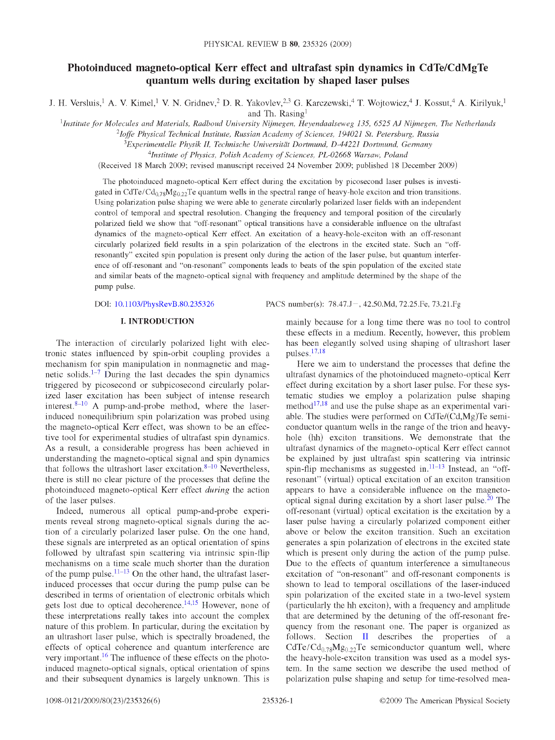# Photoinduced magneto-optical Kerr effect and ultrafast spin dynamics in CdTe/CdMgTe quantum wells during excitation by shaped laser pulses

J. H. Versluis,[1] A. V. Kimel,[1] V. N. Gridnev,[2] D. R. Yakovlev,[2,3] G. Karczewski,[4] T. Wojtowicz,[4] J. Kossut,[4] A. Kirilyuk,[1] and Th. Rasing[1]

[1]*Institute for Molecules and Materials, Radboud University Nijmegen, Heyendaalseweg 135, 6525 AJ Nijmegen, The Netherlands*

[2]*Ioffe Physical Technical Institute, Russian Academy of Sciences, 194021 St. Petersburg, Russia*

[3]*Experimentelle Physik II, Technische Universität Dortmund, D-44221 Dortmund, Germany*

[4]*Institute of Physics, Polish Academy of Sciences, PL-02668 Warsaw, Poland*

(Received 18 March 2009; revised manuscript received 24 November 2009; published 18 December 2009)

The photoinduced magneto-optical Kerr effect during the excitation by picosecond laser pulses is investigated in $CdTe/Cd_{0.78}Mg_{0.22}Te$ quantum wells in the spectral range of heavy-hole exciton and trion transitions. Using polarization pulse shaping we were able to generate circularly polarized laser fields with an independent control of temporal and spectral resolution. Changing the frequency and temporal position of the circularly polarized field we show that "off-resonant" optical transitions have a considerable influence on the ultrafast dynamics of the magneto-optical Kerr effect. An excitation of a heavy-hole-exciton with an off-resonant circularly polarized field results in a spin polarization of the electrons in the excited state. Such an "off-resonantly" excited spin population is present only during the action of the laser pulse, but quantum interference of off-resonant and "on-resonant" components leads to beats of the spin population of the excited state and similar beats of the magneto-optical signal with frequency and amplitude determined by the shape of the pump pulse.

DOI: 10.1103/PhysRevB.80.235326 PACS number(s): 78.47.J−, 42.50.Md, 72.25.Fe, 73.21.Fg

## I. INTRODUCTION

The interaction of circularly polarized light with electronic states influenced by spin-orbit coupling provides a mechanism for spin manipulation in nonmagnetic and magnetic solids.[1–7] During the last decades the spin dynamics triggered by picosecond or subpicosecond circularly polarized laser excitation has been subject of intense research interest.[8–10] A pump-and-probe method, where the laser-induced nonequilibrium spin polarization was probed using the magneto-optical Kerr effect, was shown to be an effective tool for experimental studies of ultrafast spin dynamics. As a result, a considerable progress has been achieved in understanding the magneto-optical signal and spin dynamics that follows the ultrashort laser excitation.[8–10] Nevertheless, there is still no clear picture of the processes that define the photoinduced magneto-optical Kerr effect *during* the action of the laser pulses.

Indeed, numerous all optical pump-and-probe experiments reveal strong magneto-optical signals during the action of a circularly polarized laser pulse. On the one hand, these signals are interpreted as an optical orientation of spins followed by ultrafast spin scattering via intrinsic spin-flip mechanisms on a time scale much shorter than the duration of the pump pulse.[11–13] On the other hand, the ultrafast laser-induced processes that occur during the pump pulse can be described in terms of orientation of electronic orbitals which gets lost due to optical decoherence.[14,15] However, none of these interpretations really takes into account the complex nature of this problem. In particular, during the excitation by an ultrashort laser pulse, which is spectrally broadened, the effects of optical coherence and quantum interference are very important.[16] The influence of these effects on the photoinduced magneto-optical signals, optical orientation of spins and their subsequent dynamics is largely unknown. This is mainly because for a long time there was no tool to control these effects in a medium. Recently, however, this problem has been elegantly solved using shaping of ultrashort laser pulses.[17,18]

Here we aim to understand the processes that define the ultrafast dynamics of the photoinduced magneto-optical Kerr effect during excitation by a short laser pulse. For these systematic studies we employ a polarization pulse shaping method[17,18] and use the pulse shape as an experimental variable. The studies were performed on CdTe/(Cd,Mg)Te semiconductor quantum wells in the range of the trion and heavy-hole (hh) exciton transitions. We demonstrate that the ultrafast dynamics of the magneto-optical Kerr effect cannot be explained by just ultrafast spin scattering via intrinsic spin-flip mechanisms as suggested in.[11–13] Instead, an "off-resonant" (virtual) optical excitation of an exciton transition appears to have a considerable influence on the magneto-optical signal during excitation by a short laser pulse.[20] The off-resonant (virtual) optical excitation is the excitation by a laser pulse having a circularly polarized component either above or below the exciton transition. Such an excitation generates a spin polarization of electrons in the excited state which is present only during the action of the pump pulse. Due to the effects of quantum interference a simultaneous excitation of "on-resonant" and off-resonant components is shown to lead to temporal oscillations of the laser-induced spin polarization of the excited state in a two-level system (particularly the hh exciton), with a frequency and amplitude that are determined by the detuning of the off-resonant frequency from the resonant one. The paper is organized as follows. Section II describes the properties of a $CdTe/Cd_{0.78}Mg_{0.22}Te$ semiconductor quantum well, where the heavy-hole-exciton transition was used as a model system. In the same section we describe the used method of polarization pulse shaping and setup for time-resolved mea-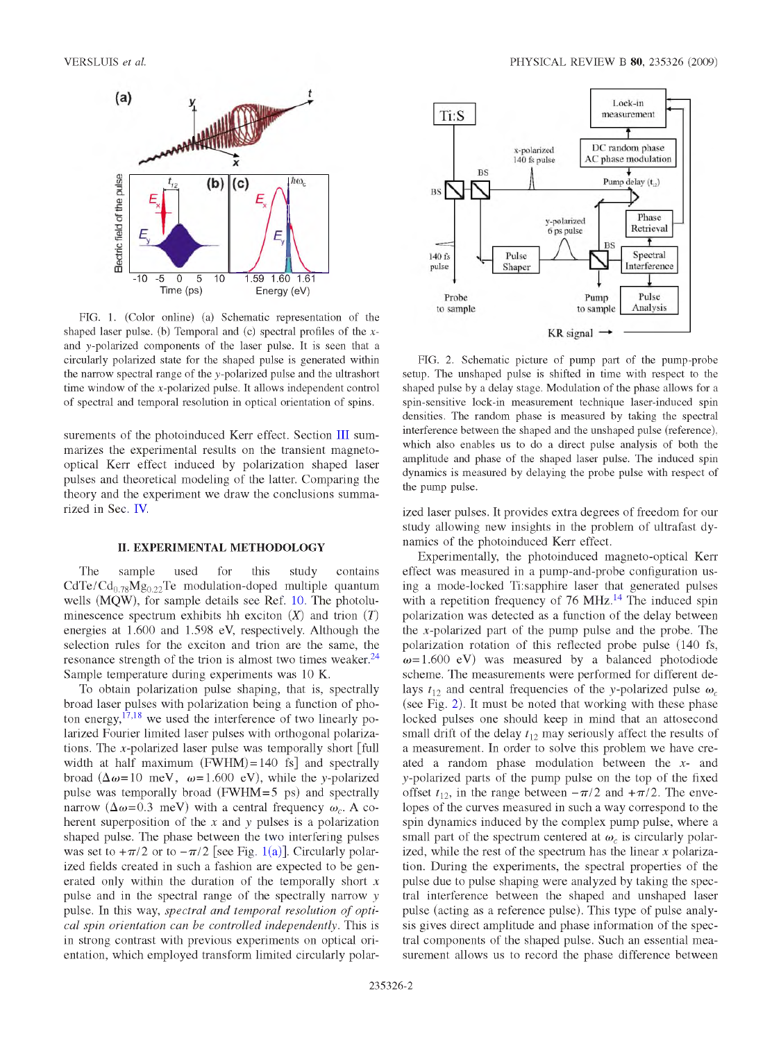FIG. 1. (Color online) (a) Schematic representation of the shaped laser pulse. (b) Temporal and (c) spectral profiles of the $x$- and $y$-polarized components of the laser pulse. It is seen that a circularly polarized state for the shaped pulse is generated within the narrow spectral range of the $y$-polarized pulse and the ultrashort time window of the $x$-polarized pulse. It allows independent control of spectral and temporal resolution in optical orientation of spins.

surements of the photoinduced Kerr effect. Section III summarizes the experimental results on the transient magneto-optical Kerr effect induced by polarization shaped laser pulses and theoretical modeling of the latter. Comparing the theory and the experiment we draw the conclusions summarized in Sec. IV.

## II. EXPERIMENTAL METHODOLOGY

The sample used for this study contains $CdTe/Cd_{0.78}Mg_{0.22}Te$ modulation-doped multiple quantum wells (MQW), for sample details see Ref. 10. The photoluminescence spectrum exhibits hh exciton ($X$) and trion ($T$) energies at 1.600 and 1.598 eV, respectively. Although the selection rules for the exciton and trion are the same, the resonance strength of the trion is almost two times weaker.[24] Sample temperature during experiments was 10 K.

To obtain polarization pulse shaping, that is, spectrally broad laser pulses with polarization being a function of photon energy,[17,18] we used the interference of two linearly polarized Fourier limited laser pulses with orthogonal polarizations. The $x$-polarized laser pulse was temporally short [full width at half maximum (FWHM)=140 fs] and spectrally broad ($\Delta\omega=10$ meV, $\omega=1.600$ eV), while the $y$-polarized pulse was temporally broad (FWHM=5 ps) and spectrally narrow ($\Delta\omega=0.3$ meV) with a central frequency $\omega_c$. A coherent superposition of the $x$ and $y$ pulses is a polarization shaped pulse. The phase between the two interfering pulses was set to $+\pi/2$ or to $-\pi/2$ [see Fig. 1(a)]. Circularly polarized fields created in such a fashion are expected to be generated only within the duration of the temporally short $x$ pulse and in the spectral range of the spectrally narrow $y$ pulse. In this way, *spectral and temporal resolution of optical spin orientation can be controlled independently*. This is in strong contrast with previous experiments on optical orientation, which employed transform limited circularly polarized laser pulses. It provides extra degrees of freedom for our study allowing new insights in the problem of ultrafast dynamics of the photoinduced Kerr effect.

FIG. 2. Schematic picture of pump part of the pump-probe setup. The unshaped pulse is shifted in time with respect to the shaped pulse by a delay stage. Modulation of the phase allows for a spin-sensitive lock-in measurement technique laser-induced spin densities. The random phase is measured by taking the spectral interference between the shaped and the unshaped pulse (reference), which also enables us to do a direct pulse analysis of both the amplitude and phase of the shaped laser pulse. The induced spin dynamics is measured by delaying the probe pulse with respect of the pump pulse.

Experimentally, the photoinduced magneto-optical Kerr effect was measured in a pump-and-probe configuration using a mode-locked Ti:sapphire laser that generated pulses with a repetition frequency of 76 MHz.[14] The induced spin polarization was detected as a function of the delay between the $x$-polarized part of the pump pulse and the probe. The polarization rotation of this reflected probe pulse (140 fs, $\omega=1.600$ eV) was measured by a balanced photodiode scheme. The measurements were performed for different delays $t_{12}$ and central frequencies of the $y$-polarized pulse $\omega_c$ (see Fig. 2). It must be noted that working with these phase locked pulses one should keep in mind that an attosecond small drift of the delay $t_{12}$ may seriously affect the results of a measurement. In order to solve this problem we have created a random phase modulation between the $x$- and $y$-polarized parts of the pump pulse on the top of the fixed offset $t_{12}$, in the range between $-\pi/2$ and $+\pi/2$. The envelopes of the curves measured in such a way correspond to the spin dynamics induced by the complex pump pulse, where a small part of the spectrum centered at $\omega_c$ is circularly polarized, while the rest of the spectrum has the linear $x$ polarization. During the experiments, the spectral properties of the pulse due to pulse shaping were analyzed by taking the spectral interference between the shaped and unshaped laser pulse (acting as a reference pulse). This type of pulse analysis gives direct amplitude and phase information of the spectral components of the shaped pulse. Such an essential measurement allows us to record the phase difference between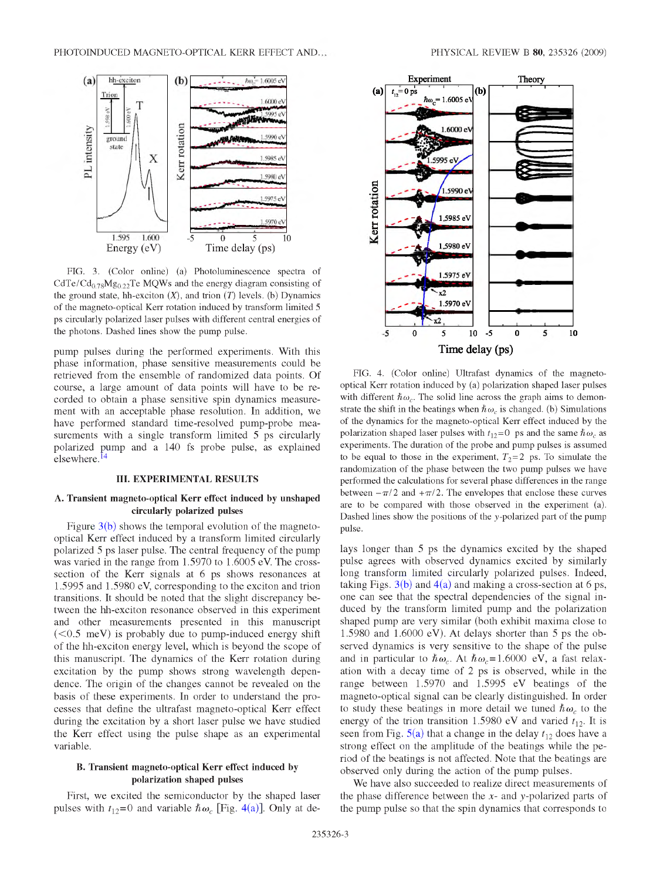FIG. 3. (Color online) (a) Photoluminescence spectra of $CdTe/Cd_{0.78}Mg_{0.22}Te$ MQWs and the energy diagram consisting of the ground state, hh-exciton ($X$), and trion ($T$) levels. (b) Dynamics of the magneto-optical Kerr rotation induced by transform limited 5 ps circularly polarized laser pulses with different central energies of the photons. Dashed lines show the pump pulse.

pump pulses during the performed experiments. With this phase information, phase sensitive measurements could be retrieved from the ensemble of randomized data points. Of course, a large amount of data points will have to be recorded to obtain a phase sensitive spin dynamics measurement with an acceptable phase resolution. In addition, we have performed standard time-resolved pump-probe measurements with a single transform limited 5 ps circularly polarized pump and a 140 fs probe pulse, as explained elsewhere.[14]

## III. EXPERIMENTAL RESULTS

### A. Transient magneto-optical Kerr effect induced by unshaped circularly polarized pulses

Figure 3(b) shows the temporal evolution of the magneto-optical Kerr effect induced by a transform limited circularly polarized 5 ps laser pulse. The central frequency of the pump was varied in the range from 1.5970 to 1.6005 eV. The cross-section of the Kerr signals at 6 ps shows resonances at 1.5995 and 1.5980 eV, corresponding to the exciton and trion transitions. It should be noted that the slight discrepancy between the hh-exciton resonance observed in this experiment and other measurements presented in this manuscript (<0.5 meV) is probably due to pump-induced energy shift of the hh-exciton energy level, which is beyond the scope of this manuscript. The dynamics of the Kerr rotation during excitation by the pump shows strong wavelength dependence. The origin of the changes cannot be revealed on the basis of these experiments. In order to understand the processes that define the ultrafast magneto-optical Kerr effect during the excitation by a short laser pulse we have studied the Kerr effect using the pulse shape as an experimental variable.

### B. Transient magneto-optical Kerr effect induced by polarization shaped pulses

First, we excited the semiconductor by the shaped laser pulses with $t_{12}=0$ and variable $\hbar\omega_c$ [Fig. 4(a)]. Only at delays longer than 5 ps the dynamics excited by the shaped pulse agrees with observed dynamics excited by similarly long transform limited circularly polarized pulses. Indeed, taking Figs. 3(b) and 4(a) and making a cross-section at 6 ps, one can see that the spectral dependencies of the signal induced by the transform limited pump and the polarization shaped pump are very similar (both exhibit maxima close to 1.5980 and 1.6000 eV). At delays shorter than 5 ps the observed dynamics is very sensitive to the shape of the pulse and in particular to $\hbar\omega_c$. At $\hbar\omega_c=1.6000$ eV, a fast relaxation with a decay time of 2 ps is observed, while in the range between 1.5970 and 1.5995 eV beatings of the magneto-optical signal can be clearly distinguished. In order to study these beatings in more detail we tuned $\hbar\omega_c$ to the energy of the trion transition 1.5980 eV and varied $t_{12}$. It is seen from Fig. 5(a) that a change in the delay $t_{12}$ does have a strong effect on the amplitude of the beatings while the period of the beatings is not affected. Note that the beatings are observed only during the action of the pump pulses.

FIG. 4. (Color online) Ultrafast dynamics of the magneto-optical Kerr rotation induced by (a) polarization shaped laser pulses with different $\hbar\omega_c$. The solid line across the graph aims to demonstrate the shift in the beatings when $\hbar\omega_c$ is changed. (b) Simulations of the dynamics for the magneto-optical Kerr effect induced by the polarization shaped laser pulses with $t_{12}=0$ ps and the same $\hbar\omega_c$ as experiments. The duration of the probe and pump pulses is assumed to be equal to those in the experiment, $T_2=2$ ps. To simulate the randomization of the phase between the two pump pulses we have performed the calculations for several phase differences in the range between $-\pi/2$ and $+\pi/2$. The envelopes that enclose these curves are to be compared with those observed in the experiment (a). Dashed lines show the positions of the $y$-polarized part of the pump pulse.

We have also succeeded to realize direct measurements of the phase difference between the $x$- and $y$-polarized parts of the pump pulse so that the spin dynamics that corresponds to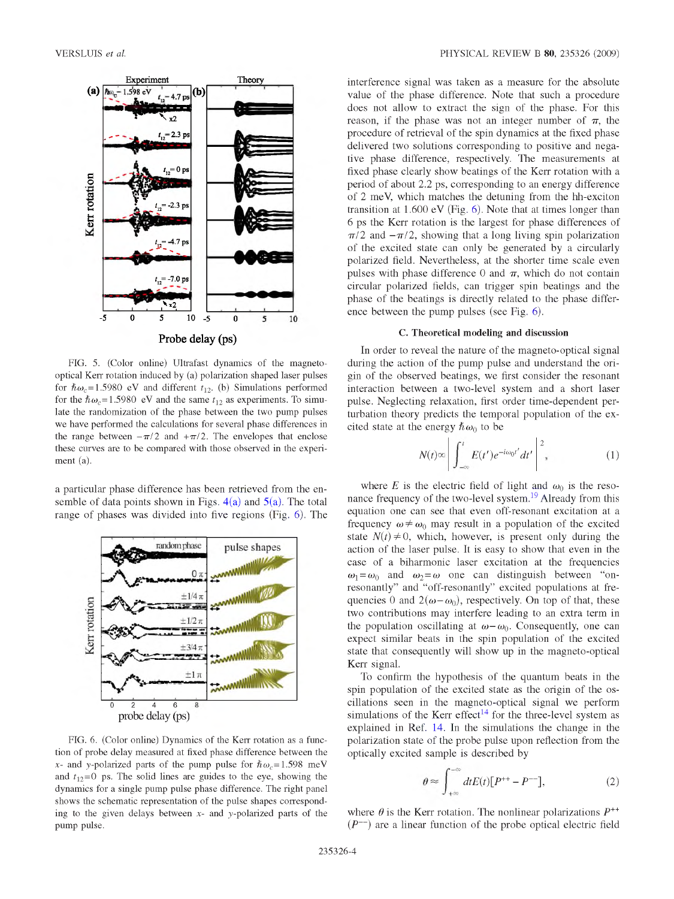FIG. 5. (Color online) Ultrafast dynamics of the magneto-optical Kerr rotation induced by (a) polarization shaped laser pulses for $\hbar\omega_c$=1.5980 eV and different $t_{12}$. (b) Simulations performed for the $\hbar\omega_c$=1.5980 eV and the same $t_{12}$ as experiments. To simulate the randomization of the phase between the two pump pulses we have performed the calculations for several phase differences in the range between $-\pi/2$ and $+\pi/2$. The envelopes that enclose these curves are to be compared with those observed in the experiment (a).

a particular phase difference has been retrieved from the ensemble of data points shown in Figs. 4(a) and 5(a). The total range of phases was divided into five regions (Fig. 6). The

FIG. 6. (Color online) Dynamics of the Kerr rotation as a function of probe delay measured at fixed phase difference between the $x$- and $y$-polarized parts of the pump pulse for $\hbar\omega_c$=1.598 meV and $t_{12}$=0 ps. The solid lines are guides to the eye, showing the dynamics for a single pump pulse phase difference. The right panel shows the schematic representation of the pulse shapes corresponding to the given delays between $x$- and $y$-polarized parts of the pump pulse.

interference signal was taken as a measure for the absolute value of the phase difference. Note that such a procedure does not allow to extract the sign of the phase. For this reason, if the phase was not an integer number of $\pi$, the procedure of retrieval of the spin dynamics at the fixed phase delivered two solutions corresponding to positive and negative phase difference, respectively. The measurements at fixed phase clearly show beatings of the Kerr rotation with a period of about 2.2 ps, corresponding to an energy difference of 2 meV, which matches the detuning from the hh-exciton transition at 1.600 eV (Fig. 6). Note that at times longer than 6 ps the Kerr rotation is the largest for phase differences of $\pi/2$ and $-\pi/2$, showing that a long living spin polarization of the excited state can only be generated by a circularly polarized field. Nevertheless, at the shorter time scale even pulses with phase difference 0 and $\pi$, which do not contain circular polarized fields, can trigger spin beatings and the phase of the beatings is directly related to the phase difference between the pump pulses (see Fig. 6).

### C. Theoretical modeling and discussion

In order to reveal the nature of the magneto-optical signal during the action of the pump pulse and understand the origin of the observed beatings, we first consider the resonant interaction between a two-level system and a short laser pulse. Neglecting relaxation, first order time-dependent perturbation theory predicts the temporal population of the excited state at the energy $\hbar\omega_0$ to be

$$N(t) \propto \left| \int_{-\infty}^{t} E(t') e^{-i\omega_0 t'} dt' \right|^2, \tag{1}$$

where $E$ is the electric field of light and $\omega_0$ is the resonance frequency of the two-level system.[19] Already from this equation one can see that even off-resonant excitation at a frequency $\omega \neq \omega_0$ may result in a population of the excited state $N(t) \neq 0$, which, however, is present only during the action of the laser pulse. It is easy to show that even in the case of a biharmonic laser excitation at the frequencies $\omega_1=\omega_0$ and $\omega_2=\omega$ one can distinguish between "on-resonantly" and "off-resonantly" excited populations at frequencies 0 and $2(\omega-\omega_0)$, respectively. On top of that, these two contributions may interfere leading to an extra term in the population oscillating at $\omega-\omega_0$. Consequently, one can expect similar beats in the spin population of the excited state that consequently will show up in the magneto-optical Kerr signal.

To confirm the hypothesis of the quantum beats in the spin population of the excited state as the origin of the oscillations seen in the magneto-optical signal we perform simulations of the Kerr effect[14] for the three-level system as explained in Ref. 14. In the simulations the change in the polarization state of the probe pulse upon reflection from the optically excited sample is described by

$$\theta \approx \int_{+\infty}^{-\infty} dt E(t)[P^{++} - P^{--}], \tag{2}$$

where $\theta$ is the Kerr rotation. The nonlinear polarizations $P^{++}$ ($P^{--}$) are a linear function of the probe optical electric field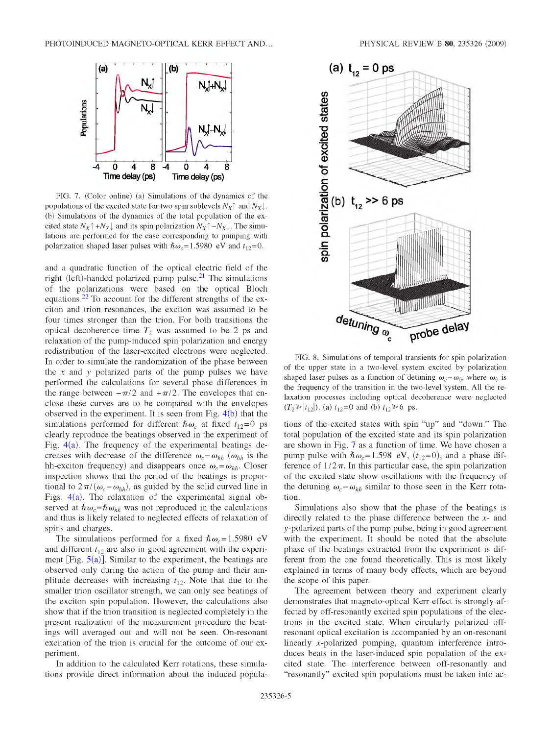FIG. 7. (Color online) (a) Simulations of the dynamics of the populations of the excited state for two spin sublevels $N_X\uparrow$ and $N_X\downarrow$. (b) Simulations of the dynamics of the total population of the excited state $N_X\uparrow + N_X\downarrow$ and its spin polarization $N_X\uparrow - N_X\downarrow$. The simulations are performed for the case corresponding to pumping with polarization shaped laser pulses with $\hbar\omega_c = 1.5980$ eV and $t_{12}=0$.

and a quadratic function of the optical electric field of the right (left)-handed polarized pump pulse.[21] The simulations of the polarizations were based on the optical Bloch equations.[22] To account for the different strengths of the exciton and trion resonances, the exciton was assumed to be four times stronger than the trion. For both transitions the optical decoherence time $T_2$ was assumed to be 2 ps and relaxation of the pump-induced spin polarization and energy redistribution of the laser-excited electrons were neglected. In order to simulate the randomization of the phase between the $x$ and $y$ polarized parts of the pump pulses we have performed the calculations for several phase differences in the range between $-\pi/2$ and $+\pi/2$. The envelopes that enclose these curves are to be compared with the envelopes observed in the experiment. It is seen from Fig. 4(b) that the simulations performed for different $\hbar\omega_c$ at fixed $t_{12}=0$ ps clearly reproduce the beatings observed in the experiment of Fig. 4(a). The frequency of the experimental beatings decreases with decrease of the difference $\omega_c - \omega_{hh}$ ($\omega_{hh}$ is the hh-exciton frequency) and disappears once $\omega_c = \omega_{hh}$. Closer inspection shows that the period of the beatings is proportional to $2\pi/(\omega_c - \omega_{hh})$, as guided by the solid curved line in Figs. 4(a). The relaxation of the experimental signal observed at $\hbar\omega_c = \hbar\omega_{hh}$ was not reproduced in the calculations and thus is likely related to neglected effects of relaxation of spins and charges.

The simulations performed for a fixed $\hbar\omega_c = 1.5980$ eV and different $t_{12}$ are also in good agreement with the experiment [Fig. 5(a)]. Similar to the experiment, the beatings are observed only during the action of the pump and their amplitude decreases with increasing $t_{12}$. Note that due to the smaller trion oscillator strength, we can only see beatings of the exciton spin population. However, the calculations also show that if the trion transition is neglected completely in the present realization of the measurement procedure the beatings will averaged out and will not be seen. On-resonant excitation of the trion is crucial for the outcome of our experiment.

In addition to the calculated Kerr rotations, these simulations provide direct information about the induced populations of the excited states with spin "up" and "down." The total population of the excited state and its spin polarization are shown in Fig. 7 as a function of time. We have chosen a pump pulse with $\hbar\omega_c = 1.598$ eV, ($t_{12}=0$), and a phase difference of $1/2\pi$. In this particular case, the spin polarization of the excited state show oscillations with the frequency of the detuning $\omega_c - \omega_{hh}$ similar to those seen in the Kerr rotation.

Simulations also show that the phase of the beatings is directly related to the phase difference between the $x$- and $y$-polarized parts of the pump pulse, being in good agreement with the experiment. It should be noted that the absolute phase of the beatings extracted from the experiment is different from the one found theoretically. This is most likely explained in terms of many body effects, which are beyond the scope of this paper.

The agreement between theory and experiment clearly demonstrates that magneto-optical Kerr effect is strongly affected by off-resonantly excited spin populations of the electrons in the excited state. When circularly polarized off-resonant optical excitation is accompanied by an on-resonant linearly $x$-polarized pumping, quantum interference introduces beats in the laser-induced spin population of the excited state. The interference between off-resonantly and "resonantly" excited spin populations must be taken into ac-

FIG. 8. Simulations of temporal transients for spin polarization of the upper state in a two-level system excited by polarization shaped laser pulses as a function of detuning $\omega_c - \omega_0$, where $\omega_0$ is the frequency of the transition in the two-level system. All the relaxation processes including optical decoherence were neglected ($T_2 \gg |t_{12}|$). (a) $t_{12}=0$ and (b) $t_{12} \gg 6$ ps.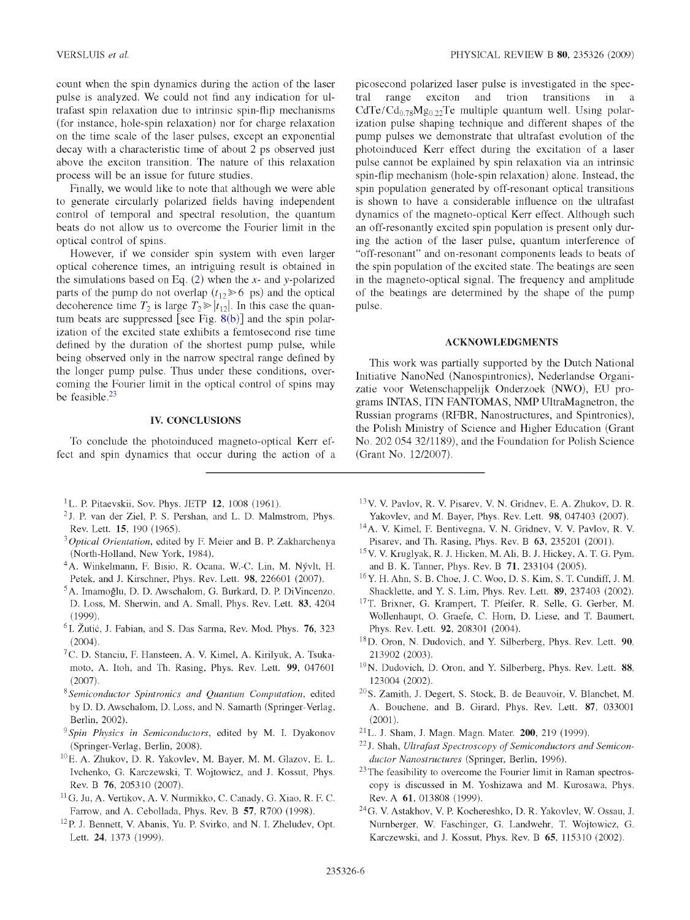count when the spin dynamics during the action of the laser pulse is analyzed. We could not find any indication for ultrafast spin relaxation due to intrinsic spin-flip mechanisms (for instance, hole-spin relaxation) nor for charge relaxation on the time scale of the laser pulses, except an exponential decay with a characteristic time of about 2 ps observed just above the exciton transition. The nature of this relaxation process will be an issue for future studies.

Finally, we would like to note that although we were able to generate circularly polarized fields having independent control of temporal and spectral resolution, the quantum beats do not allow us to overcome the Fourier limit in the optical control of spins.

However, if we consider spin system with even larger optical coherence times, an intriguing result is obtained in the simulations based on Eq. (2) when the $x$- and $y$-polarized parts of the pump do not overlap ($t_{12} \gg 6$ ps) and the optical decoherence time $T_2$ is large $T_2 \gg |t_{12}|$. In this case the quantum beats are suppressed [see Fig. 8(b)] and the spin polarization of the excited state exhibits a femtosecond rise time defined by the duration of the shortest pump pulse, while being observed only in the narrow spectral range defined by the longer pump pulse. Thus under these conditions, overcoming the Fourier limit in the optical control of spins may be feasible.[23]

## IV. CONCLUSIONS

To conclude the photoinduced magneto-optical Kerr effect and spin dynamics that occur during the action of a picosecond polarized laser pulse is investigated in the spectral range exciton and trion transitions in a $CdTe/Cd_{0.78}Mg_{0.22}Te$ multiple quantum well. Using polarization pulse shaping technique and different shapes of the pump pulses we demonstrate that ultrafast evolution of the photoinduced Kerr effect during the excitation of a laser pulse cannot be explained by spin relaxation via an intrinsic spin-flip mechanism (hole-spin relaxation) alone. Instead, the spin population generated by off-resonant optical transitions is shown to have a considerable influence on the ultrafast dynamics of the magneto-optical Kerr effect. Although such an off-resonantly excited spin population is present only during the action of the laser pulse, quantum interference of "off-resonant" and on-resonant components leads to beats of the spin population of the excited state. The beatings are seen in the magneto-optical signal. The frequency and amplitude of the beatings are determined by the shape of the pump pulse.

## ACKNOWLEDGMENTS

This work was partially supported by the Dutch National Initiative NanoNed (Nanospintronics), Nederlandse Organizatie voor Wetenschappelijk Onderzoek (NWO), EU programs INTAS, ITN FANTOMAS, NMP UltraMagnetron, the Russian programs (RFBR, Nanostructures, and Spintronics), the Polish Ministry of Science and Higher Education (Grant No. 202 054 32/1189), and the Foundation for Polish Science (Grant No. 12/2007).

---

[1] L. P. Pitaevskii, Sov. Phys. JETP **12**, 1008 (1961).

[2] J. P. van der Ziel, P. S. Pershan, and L. D. Malmstrom, Phys. Rev. Lett. **15**, 190 (1965).

[3] *Optical Orientation*, edited by F. Meier and B. P. Zakharchenya (North-Holland, New York, 1984).

[4] A. Winkelmann, F. Bisio, R. Ocana, W.-C. Lin, M. Nývlt, H. Petek, and J. Kirschner, Phys. Rev. Lett. **98**, 226601 (2007).

[5] A. Imamoğlu, D. D. Awschalom, G. Burkard, D. P. DiVincenzo, D. Loss, M. Sherwin, and A. Small, Phys. Rev. Lett. **83**, 4204 (1999).

[6] I. Žutić, J. Fabian, and S. Das Sarma, Rev. Mod. Phys. **76**, 323 (2004).

[7] C. D. Stanciu, F. Hansteen, A. V. Kimel, A. Kirilyuk, A. Tsukamoto, A. Itoh, and Th. Rasing, Phys. Rev. Lett. **99**, 047601 (2007).

[8] *Semiconductor Spintronics and Quantum Computation*, edited by D. D. Awschalom, D. Loss, and N. Samarth (Springer-Verlag, Berlin, 2002).

[9] *Spin Physics in Semiconductors*, edited by M. I. Dyakonov (Springer-Verlag, Berlin, 2008).

[10] E. A. Zhukov, D. R. Yakovlev, M. Bayer, M. M. Glazov, E. L. Ivchenko, G. Karczewski, T. Wojtowicz, and J. Kossut, Phys. Rev. B **76**, 205310 (2007).

[11] G. Ju, A. Vertikov, A. V. Nurmikko, C. Canady, G. Xiao, R. F. C. Farrow, and A. Cebollada, Phys. Rev. B **57**, R700 (1998).

[12] P. J. Bennett, V. Abanis, Yu. P. Svirko, and N. I. Zheludev, Opt. Lett. **24**, 1373 (1999).

[13] V. V. Pavlov, R. V. Pisarev, V. N. Gridnev, E. A. Zhukov, D. R. Yakovlev, and M. Bayer, Phys. Rev. Lett. **98**, 047403 (2007).

[14] A. V. Kimel, F. Bentivegna, V. N. Gridnev, V. V. Pavlov, R. V. Pisarev, and Th. Rasing, Phys. Rev. B **63**, 235201 (2001).

[15] V. V. Kruglyak, R. J. Hicken, M. Ali, B. J. Hickey, A. T. G. Pym, and B. K. Tanner, Phys. Rev. B **71**, 233104 (2005).

[16] Y. H. Ahn, S. B. Choe, J. C. Woo, D. S. Kim, S. T. Cundiff, J. M. Shacklette, and Y. S. Lim, Phys. Rev. Lett. **89**, 237403 (2002).

[17] T. Brixner, G. Krampert, T. Pfeifer, R. Selle, G. Gerber, M. Wollenhaupt, O. Graefe, C. Horn, D. Liese, and T. Baumert, Phys. Rev. Lett. **92**, 208301 (2004).

[18] D. Oron, N. Dudovich, and Y. Silberberg, Phys. Rev. Lett. **90**, 213902 (2003).

[19] N. Dudovich, D. Oron, and Y. Silberberg, Phys. Rev. Lett. **88**, 123004 (2002).

[20] S. Zamith, J. Degert, S. Stock, B. de Beauvoir, V. Blanchet, M. A. Bouchene, and B. Girard, Phys. Rev. Lett. **87**, 033001 (2001).

[21] L. J. Sham, J. Magn. Magn. Mater. **200**, 219 (1999).

[22] J. Shah, *Ultrafast Spectroscopy of Semiconductors and Semiconductor Nanostructures* (Springer, Berlin, 1996).

[23] The feasibility to overcome the Fourier limit in Raman spectroscopy is discussed in M. Yoshizawa and M. Kurosawa, Phys. Rev. A **61**, 013808 (1999).

[24] G. V. Astakhov, V. P. Kochereshko, D. R. Yakovlev, W. Ossau, J. Nurnberger, W. Faschinger, G. Landwehr, T. Wojtowicz, G. Karczewski, and J. Kossut, Phys. Rev. B **65**, 115310 (2002).